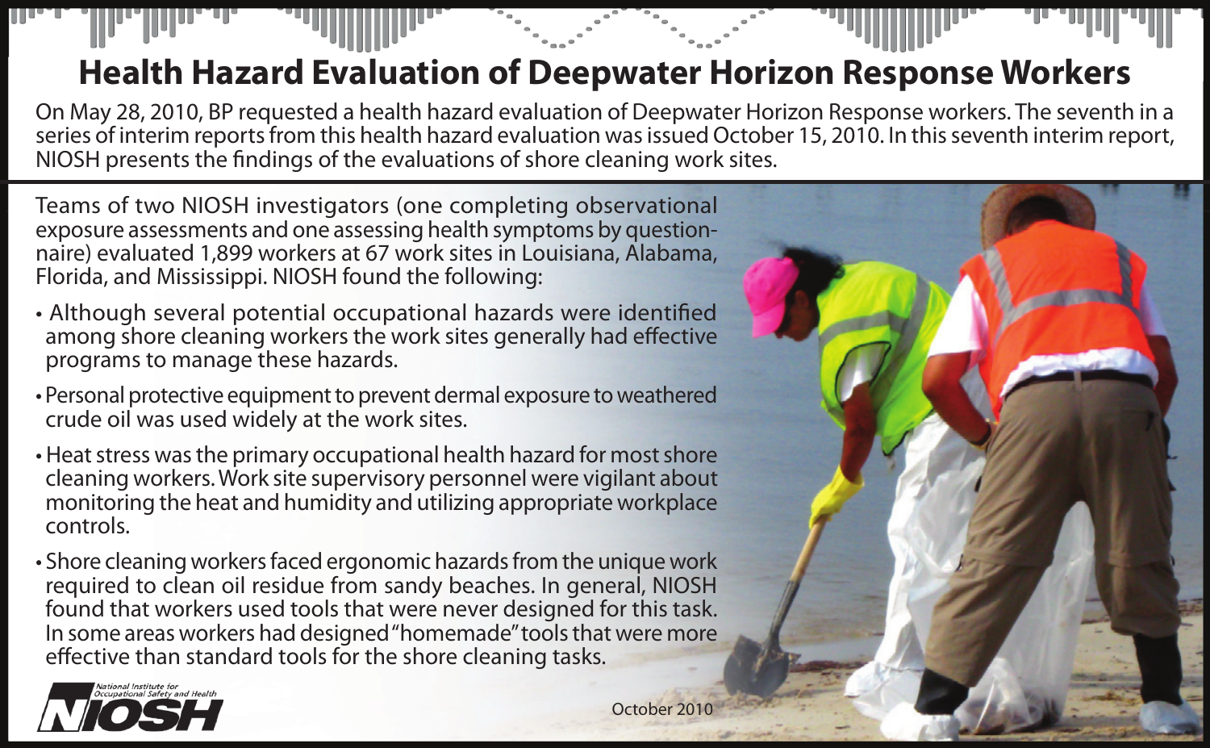# Health Hazard Evaluation of Deepwater Horizon Response Workers

On May 28, 2010, BP requested a health hazard evaluation of Deepwater Horizon Response workers. The seventh in a series of interim reports from this health hazard evaluation was issued October 15, 2010. In this seventh interim report, NIOSH presents the findings of the evaluations of shore cleaning work sites.

Teams of two NIOSH investigators (one completing observational exposure assessments and one assessing health symptoms by questionnaire) evaluated 1,899 workers at 67 work sites in Louisiana, Alabama, Florida, and Mississippi. NIOSH found the following:

- Although several potential occupational hazards were identified among shore cleaning workers the work sites generally had effective programs to manage these hazards.
- Personal protective equipment to prevent dermal exposure to weathered crude oil was used widely at the work sites.
- Heat stress was the primary occupational health hazard for most shore cleaning workers. Work site supervisory personnel were vigilant about monitoring the heat and humidity and utilizing appropriate workplace controls.
- Shore cleaning workers faced ergonomic hazards from the unique work required to clean oil residue from sandy beaches. In general, NIOSH found that workers used tools that were never designed for this task. In some areas workers had designed "homemade" tools that were more effective than standard tools for the shore cleaning tasks.

National Institute for Occupational Safety and Health
NIOSH

October 2010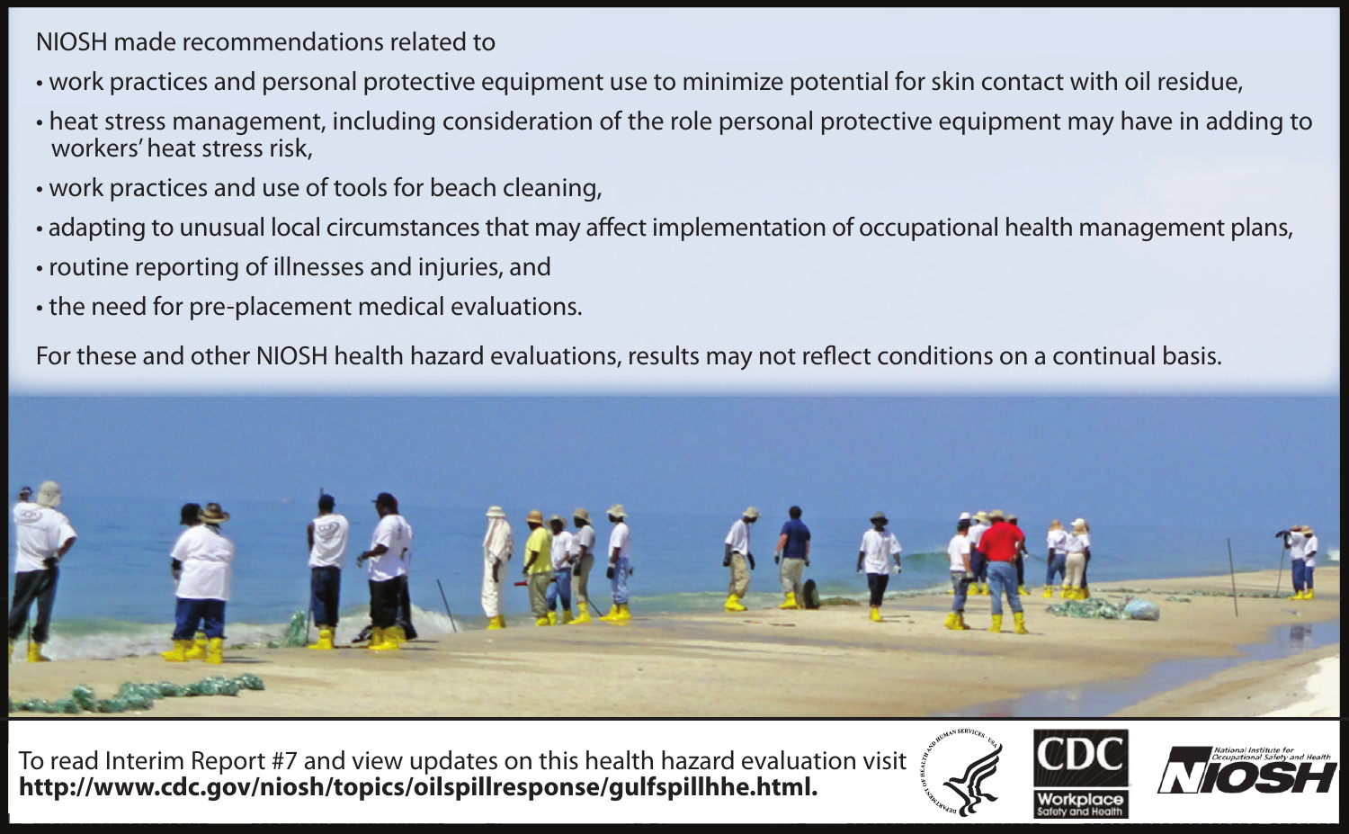NIOSH made recommendations related to

- work practices and personal protective equipment use to minimize potential for skin contact with oil residue,
- heat stress management, including consideration of the role personal protective equipment may have in adding to workers' heat stress risk,
- work practices and use of tools for beach cleaning,
- adapting to unusual local circumstances that may affect implementation of occupational health management plans,
- routine reporting of illnesses and injuries, and
- the need for pre-placement medical evaluations.

For these and other NIOSH health hazard evaluations, results may not reflect conditions on a continual basis.

To read Interim Report #7 and view updates on this health hazard evaluation visit **http://www.cdc.gov/niosh/topics/oilspillresponse/gulfspillhhe.html.**